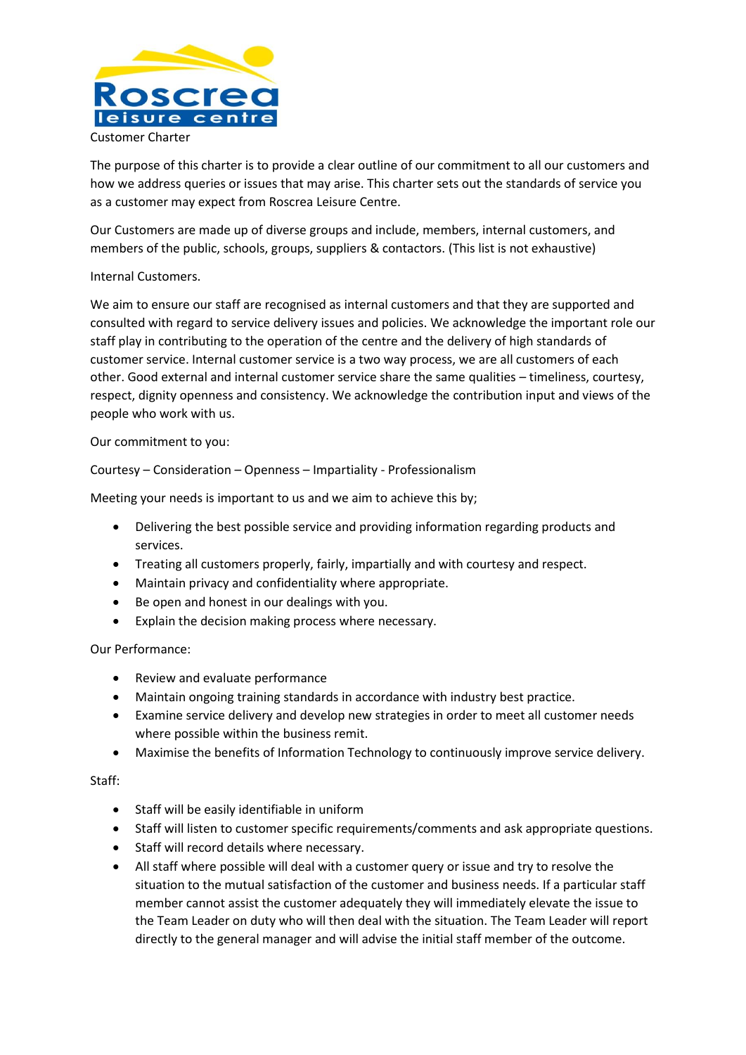Customer Charter

The purpose of this charter is to provide a clear outline of our commitment to all our customers and how we address queries or issues that may arise. This charter sets out the standards of service you as a customer may expect from Roscrea Leisure Centre.

Our Customers are made up of diverse groups and include, members, internal customers, and members of the public, schools, groups, suppliers & contactors. (This list is not exhaustive)

Internal Customers.

We aim to ensure our staff are recognised as internal customers and that they are supported and consulted with regard to service delivery issues and policies. We acknowledge the important role our staff play in contributing to the operation of the centre and the delivery of high standards of customer service. Internal customer service is a two way process, we are all customers of each other. Good external and internal customer service share the same qualities – timeliness, courtesy, respect, dignity openness and consistency. We acknowledge the contribution input and views of the people who work with us.

Our commitment to you:

Courtesy – Consideration – Openness – Impartiality - Professionalism

Meeting your needs is important to us and we aim to achieve this by;

- Delivering the best possible service and providing information regarding products and services.
- Treating all customers properly, fairly, impartially and with courtesy and respect.
- Maintain privacy and confidentiality where appropriate.
- Be open and honest in our dealings with you.
- Explain the decision making process where necessary.

Our Performance:

- Review and evaluate performance
- Maintain ongoing training standards in accordance with industry best practice.
- Examine service delivery and develop new strategies in order to meet all customer needs where possible within the business remit.
- Maximise the benefits of Information Technology to continuously improve service delivery.

Staff:

- Staff will be easily identifiable in uniform
- Staff will listen to customer specific requirements/comments and ask appropriate questions.
- Staff will record details where necessary.
- All staff where possible will deal with a customer query or issue and try to resolve the situation to the mutual satisfaction of the customer and business needs. If a particular staff member cannot assist the customer adequately they will immediately elevate the issue to the Team Leader on duty who will then deal with the situation. The Team Leader will report directly to the general manager and will advise the initial staff member of the outcome.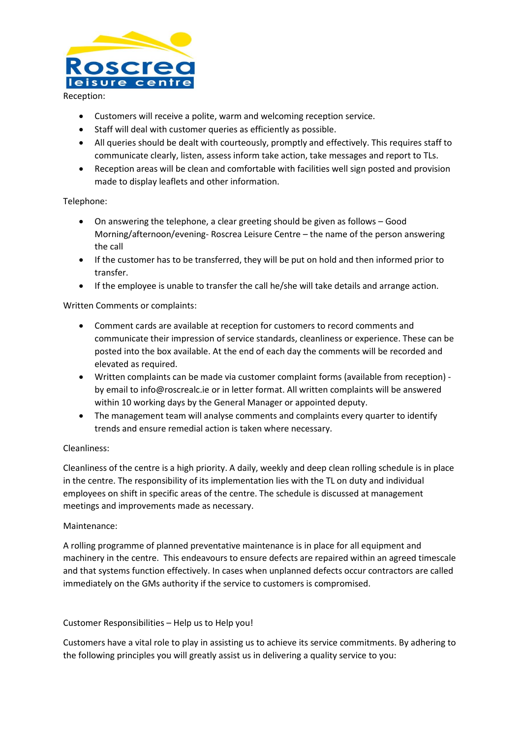Reception:

- Customers will receive a polite, warm and welcoming reception service.
- Staff will deal with customer queries as efficiently as possible.
- All queries should be dealt with courteously, promptly and effectively. This requires staff to communicate clearly, listen, assess inform take action, take messages and report to TLs.
- Reception areas will be clean and comfortable with facilities well sign posted and provision made to display leaflets and other information.

Telephone:

- On answering the telephone, a clear greeting should be given as follows – Good Morning/afternoon/evening- Roscrea Leisure Centre – the name of the person answering the call
- If the customer has to be transferred, they will be put on hold and then informed prior to transfer.
- If the employee is unable to transfer the call he/she will take details and arrange action.

Written Comments or complaints:

- Comment cards are available at reception for customers to record comments and communicate their impression of service standards, cleanliness or experience. These can be posted into the box available. At the end of each day the comments will be recorded and elevated as required.
- Written complaints can be made via customer complaint forms (available from reception) - by email to info@roscrealc.ie or in letter format. All written complaints will be answered within 10 working days by the General Manager or appointed deputy.
- The management team will analyse comments and complaints every quarter to identify trends and ensure remedial action is taken where necessary.

Cleanliness:

Cleanliness of the centre is a high priority. A daily, weekly and deep clean rolling schedule is in place in the centre. The responsibility of its implementation lies with the TL on duty and individual employees on shift in specific areas of the centre. The schedule is discussed at management meetings and improvements made as necessary.

Maintenance:

A rolling programme of planned preventative maintenance is in place for all equipment and machinery in the centre. This endeavours to ensure defects are repaired within an agreed timescale and that systems function effectively. In cases when unplanned defects occur contractors are called immediately on the GMs authority if the service to customers is compromised.

Customer Responsibilities – Help us to Help you!

Customers have a vital role to play in assisting us to achieve its service commitments. By adhering to the following principles you will greatly assist us in delivering a quality service to you: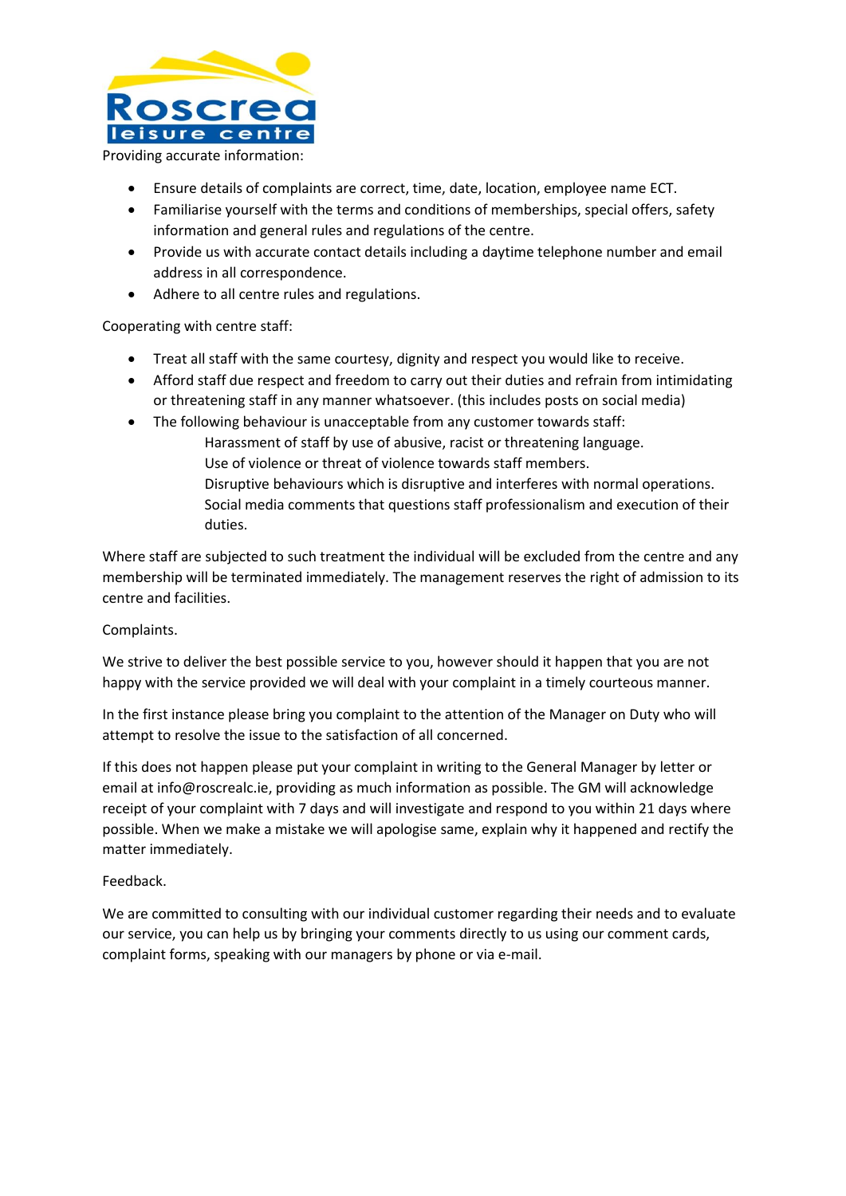Providing accurate information:

- Ensure details of complaints are correct, time, date, location, employee name ECT.
- Familiarise yourself with the terms and conditions of memberships, special offers, safety information and general rules and regulations of the centre.
- Provide us with accurate contact details including a daytime telephone number and email address in all correspondence.
- Adhere to all centre rules and regulations.

Cooperating with centre staff:

- Treat all staff with the same courtesy, dignity and respect you would like to receive.
- Afford staff due respect and freedom to carry out their duties and refrain from intimidating or threatening staff in any manner whatsoever. (this includes posts on social media)
- The following behaviour is unacceptable from any customer towards staff:
  - Harassment of staff by use of abusive, racist or threatening language.
  - Use of violence or threat of violence towards staff members.
  - Disruptive behaviours which is disruptive and interferes with normal operations.
  - Social media comments that questions staff professionalism and execution of their duties.

Where staff are subjected to such treatment the individual will be excluded from the centre and any membership will be terminated immediately. The management reserves the right of admission to its centre and facilities.

Complaints.

We strive to deliver the best possible service to you, however should it happen that you are not happy with the service provided we will deal with your complaint in a timely courteous manner.

In the first instance please bring you complaint to the attention of the Manager on Duty who will attempt to resolve the issue to the satisfaction of all concerned.

If this does not happen please put your complaint in writing to the General Manager by letter or email at info@roscrealc.ie, providing as much information as possible. The GM will acknowledge receipt of your complaint with 7 days and will investigate and respond to you within 21 days where possible. When we make a mistake we will apologise same, explain why it happened and rectify the matter immediately.

Feedback.

We are committed to consulting with our individual customer regarding their needs and to evaluate our service, you can help us by bringing your comments directly to us using our comment cards, complaint forms, speaking with our managers by phone or via e-mail.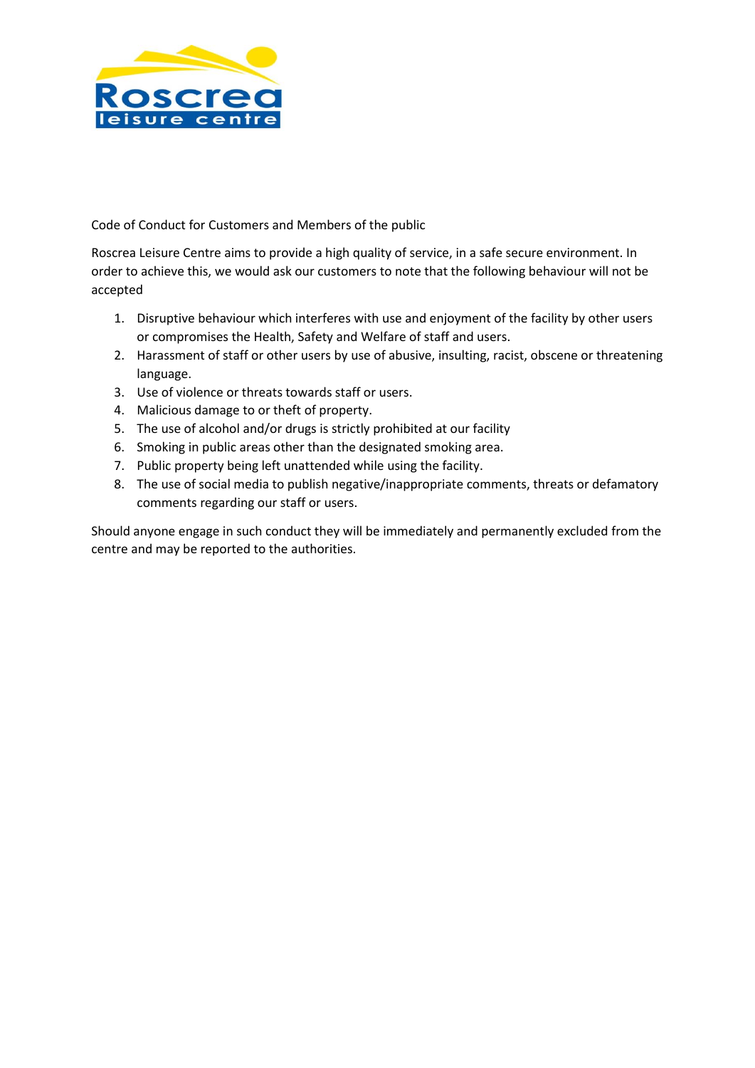Roscrea leisure centre

Code of Conduct for Customers and Members of the public

Roscrea Leisure Centre aims to provide a high quality of service, in a safe secure environment. In order to achieve this, we would ask our customers to note that the following behaviour will not be accepted

1. Disruptive behaviour which interferes with use and enjoyment of the facility by other users or compromises the Health, Safety and Welfare of staff and users.
2. Harassment of staff or other users by use of abusive, insulting, racist, obscene or threatening language.
3. Use of violence or threats towards staff or users.
4. Malicious damage to or theft of property.
5. The use of alcohol and/or drugs is strictly prohibited at our facility
6. Smoking in public areas other than the designated smoking area.
7. Public property being left unattended while using the facility.
8. The use of social media to publish negative/inappropriate comments, threats or defamatory comments regarding our staff or users.

Should anyone engage in such conduct they will be immediately and permanently excluded from the centre and may be reported to the authorities.